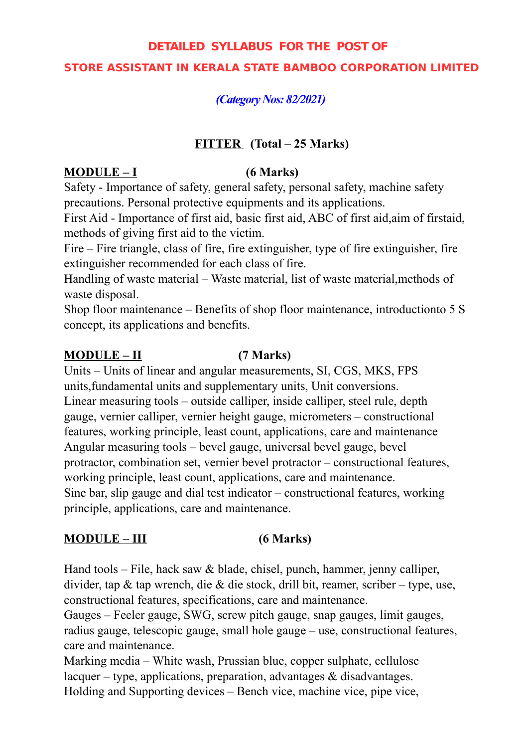# DETAILED SYLLABUS FOR THE POST OF

# STORE ASSISTANT IN KERALA STATE BAMBOO CORPORATION LIMITED

***(Category Nos: 82/2021)***

## FITTER (Total – 25 Marks)

### MODULE – I (6 Marks)

Safety - Importance of safety, general safety, personal safety, machine safety precautions. Personal protective equipments and its applications.

First Aid - Importance of first aid, basic first aid, ABC of first aid,aim of firstaid, methods of giving first aid to the victim.

Fire – Fire triangle, class of fire, fire extinguisher, type of fire extinguisher, fire extinguisher recommended for each class of fire.

Handling of waste material – Waste material, list of waste material,methods of waste disposal.

Shop floor maintenance – Benefits of shop floor maintenance, introductionto 5 S concept, its applications and benefits.

### MODULE – II (7 Marks)

Units – Units of linear and angular measurements, SI, CGS, MKS, FPS units,fundamental units and supplementary units, Unit conversions.

Linear measuring tools – outside calliper, inside calliper, steel rule, depth gauge, vernier calliper, vernier height gauge, micrometers – constructional features, working principle, least count, applications, care and maintenance

Angular measuring tools – bevel gauge, universal bevel gauge, bevel protractor, combination set, vernier bevel protractor – constructional features, working principle, least count, applications, care and maintenance.

Sine bar, slip gauge and dial test indicator – constructional features, working principle, applications, care and maintenance.

### MODULE – III (6 Marks)

Hand tools – File, hack saw & blade, chisel, punch, hammer, jenny calliper, divider, tap & tap wrench, die & die stock, drill bit, reamer, scriber – type, use, constructional features, specifications, care and maintenance.

Gauges – Feeler gauge, SWG, screw pitch gauge, snap gauges, limit gauges, radius gauge, telescopic gauge, small hole gauge – use, constructional features, care and maintenance.

Marking media – White wash, Prussian blue, copper sulphate, cellulose lacquer – type, applications, preparation, advantages & disadvantages.

Holding and Supporting devices – Bench vice, machine vice, pipe vice,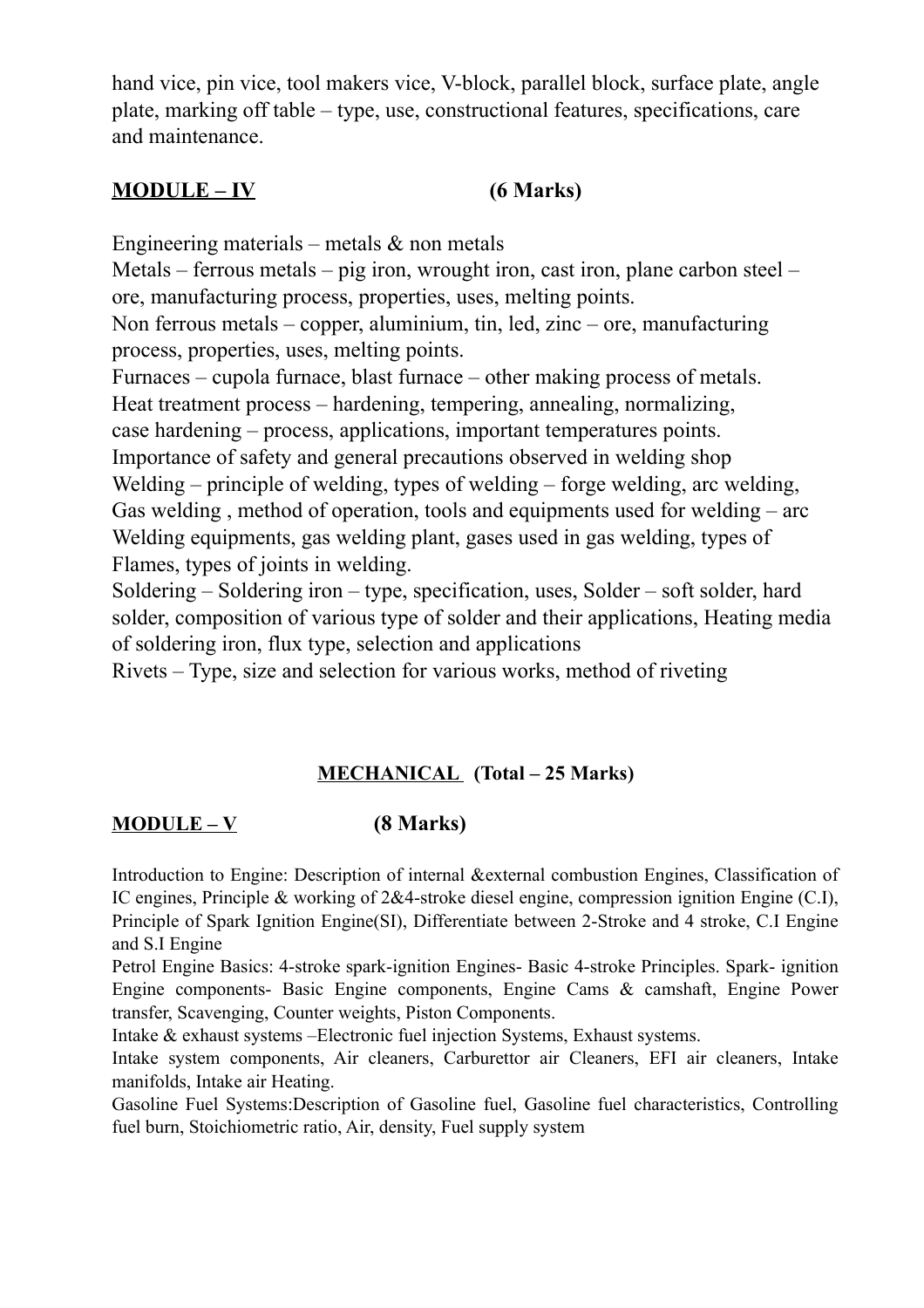hand vice, pin vice, tool makers vice, V-block, parallel block, surface plate, angle plate, marking off table – type, use, constructional features, specifications, care and maintenance.

**MODULE – IV** **(6 Marks)**

Engineering materials – metals & non metals
Metals – ferrous metals – pig iron, wrought iron, cast iron, plane carbon steel – ore, manufacturing process, properties, uses, melting points.
Non ferrous metals – copper, aluminium, tin, led, zinc – ore, manufacturing process, properties, uses, melting points.
Furnaces – cupola furnace, blast furnace – other making process of metals.
Heat treatment process – hardening, tempering, annealing, normalizing, case hardening – process, applications, important temperatures points.
Importance of safety and general precautions observed in welding shop
Welding – principle of welding, types of welding – forge welding, arc welding, Gas welding , method of operation, tools and equipments used for welding – arc Welding equipments, gas welding plant, gases used in gas welding, types of Flames, types of joints in welding.
Soldering – Soldering iron – type, specification, uses, Solder – soft solder, hard solder, composition of various type of solder and their applications, Heating media of soldering iron, flux type, selection and applications
Rivets – Type, size and selection for various works, method of riveting

**MECHANICAL (Total – 25 Marks)**

**MODULE – V** **(8 Marks)**

Introduction to Engine: Description of internal &external combustion Engines, Classification of IC engines, Principle & working of 2&4-stroke diesel engine, compression ignition Engine (C.I), Principle of Spark Ignition Engine(SI), Differentiate between 2-Stroke and 4 stroke, C.I Engine and S.I Engine

Petrol Engine Basics: 4-stroke spark-ignition Engines- Basic 4-stroke Principles. Spark- ignition Engine components- Basic Engine components, Engine Cams & camshaft, Engine Power transfer, Scavenging, Counter weights, Piston Components.

Intake & exhaust systems –Electronic fuel injection Systems, Exhaust systems.

Intake system components, Air cleaners, Carburettor air Cleaners, EFI air cleaners, Intake manifolds, Intake air Heating.

Gasoline Fuel Systems:Description of Gasoline fuel, Gasoline fuel characteristics, Controlling fuel burn, Stoichiometric ratio, Air, density, Fuel supply system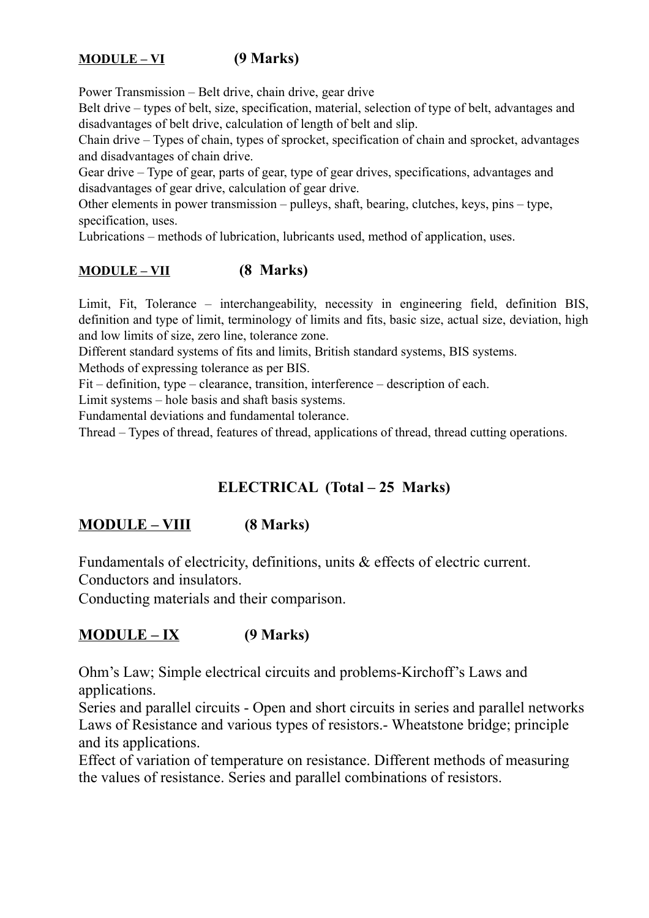**MODULE – VI** **(9 Marks)**

Power Transmission – Belt drive, chain drive, gear drive

Belt drive – types of belt, size, specification, material, selection of type of belt, advantages and disadvantages of belt drive, calculation of length of belt and slip.

Chain drive – Types of chain, types of sprocket, specification of chain and sprocket, advantages and disadvantages of chain drive.

Gear drive – Type of gear, parts of gear, type of gear drives, specifications, advantages and disadvantages of gear drive, calculation of gear drive.

Other elements in power transmission – pulleys, shaft, bearing, clutches, keys, pins – type, specification, uses.

Lubrications – methods of lubrication, lubricants used, method of application, uses.

**MODULE – VII** **(8 Marks)**

Limit, Fit, Tolerance – interchangeability, necessity in engineering field, definition BIS, definition and type of limit, terminology of limits and fits, basic size, actual size, deviation, high and low limits of size, zero line, tolerance zone.

Different standard systems of fits and limits, British standard systems, BIS systems.

Methods of expressing tolerance as per BIS.

Fit – definition, type – clearance, transition, interference – description of each.

Limit systems – hole basis and shaft basis systems.

Fundamental deviations and fundamental tolerance.

Thread – Types of thread, features of thread, applications of thread, thread cutting operations.

## ELECTRICAL (Total – 25 Marks)

**MODULE – VIII** **(8 Marks)**

Fundamentals of electricity, definitions, units & effects of electric current.

Conductors and insulators.

Conducting materials and their comparison.

**MODULE – IX** **(9 Marks)**

Ohm's Law; Simple electrical circuits and problems-Kirchoff's Laws and applications.

Series and parallel circuits - Open and short circuits in series and parallel networks

Laws of Resistance and various types of resistors.- Wheatstone bridge; principle and its applications.

Effect of variation of temperature on resistance. Different methods of measuring the values of resistance. Series and parallel combinations of resistors.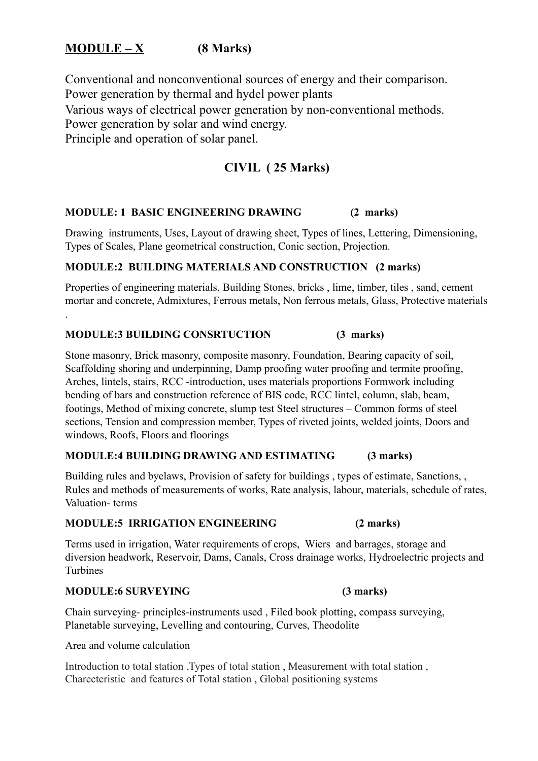## MODULE – X (8 Marks)

Conventional and nonconventional sources of energy and their comparison.
Power generation by thermal and hydel power plants
Various ways of electrical power generation by non-conventional methods.
Power generation by solar and wind energy.
Principle and operation of solar panel.

## CIVIL ( 25 Marks)

### MODULE: 1 BASIC ENGINEERING DRAWING (2 marks)

Drawing instruments, Uses, Layout of drawing sheet, Types of lines, Lettering, Dimensioning, Types of Scales, Plane geometrical construction, Conic section, Projection.

### MODULE:2 BUILDING MATERIALS AND CONSTRUCTION (2 marks)

Properties of engineering materials, Building Stones, bricks , lime, timber, tiles , sand, cement mortar and concrete, Admixtures, Ferrous metals, Non ferrous metals, Glass, Protective materials .

### MODULE:3 BUILDING CONSRTUCTION (3 marks)

Stone masonry, Brick masonry, composite masonry, Foundation, Bearing capacity of soil, Scaffolding shoring and underpinning, Damp proofing water proofing and termite proofing, Arches, lintels, stairs, RCC -introduction, uses materials proportions Formwork including bending of bars and construction reference of BIS code, RCC lintel, column, slab, beam, footings, Method of mixing concrete, slump test Steel structures – Common forms of steel sections, Tension and compression member, Types of riveted joints, welded joints, Doors and windows, Roofs, Floors and floorings

### MODULE:4 BUILDING DRAWING AND ESTIMATING (3 marks)

Building rules and byelaws, Provision of safety for buildings , types of estimate, Sanctions, , Rules and methods of measurements of works, Rate analysis, labour, materials, schedule of rates, Valuation- terms

### MODULE:5 IRRIGATION ENGINEERING (2 marks)

Terms used in irrigation, Water requirements of crops, Wiers and barrages, storage and diversion headwork, Reservoir, Dams, Canals, Cross drainage works, Hydroelectric projects and Turbines

### MODULE:6 SURVEYING (3 marks)

Chain surveying- principles-instruments used , Filed book plotting, compass surveying, Planetable surveying, Levelling and contouring, Curves, Theodolite

Area and volume calculation

Introduction to total station ,Types of total station , Measurement with total station , Charecteristic and features of Total station , Global positioning systems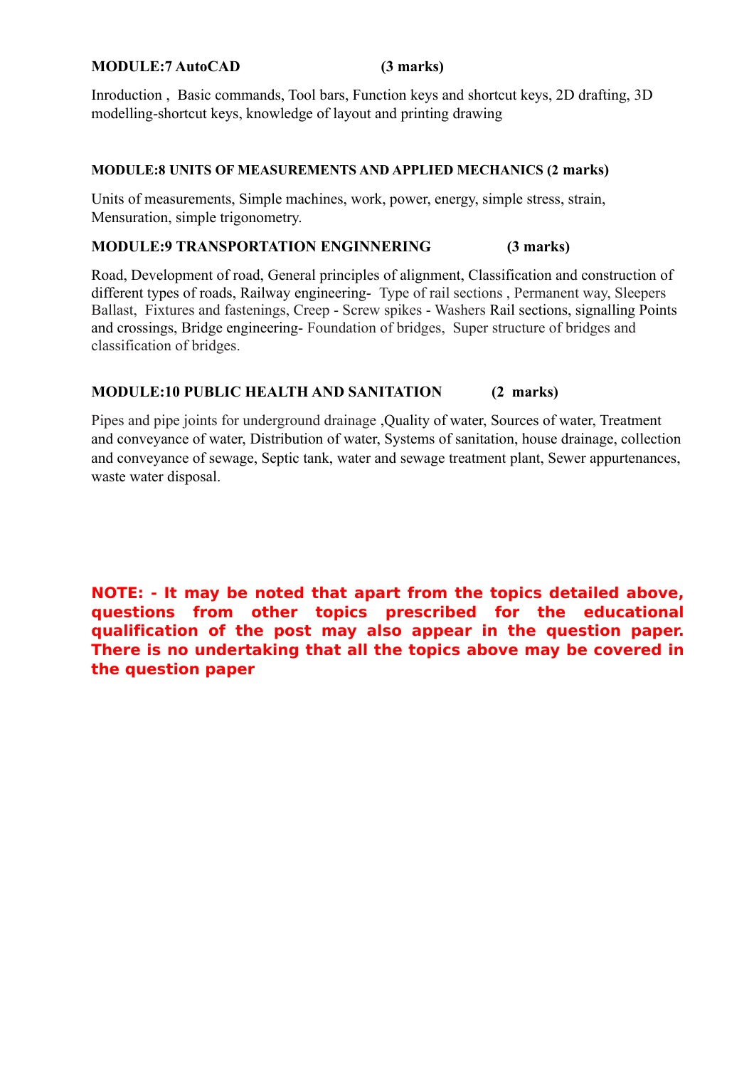**MODULE:7 AutoCAD (3 marks)**

Inroduction , Basic commands, Tool bars, Function keys and shortcut keys, 2D drafting, 3D modelling-shortcut keys, knowledge of layout and printing drawing

**MODULE:8 UNITS OF MEASUREMENTS AND APPLIED MECHANICS (2 marks)**

Units of measurements, Simple machines, work, power, energy, simple stress, strain, Mensuration, simple trigonometry.

**MODULE:9 TRANSPORTATION ENGINNERING (3 marks)**

Road, Development of road, General principles of alignment, Classification and construction of different types of roads, Railway engineering- Type of rail sections , Permanent way, Sleepers Ballast, Fixtures and fastenings, Creep - Screw spikes - Washers Rail sections, signalling Points and crossings, Bridge engineering- Foundation of bridges, Super structure of bridges and classification of bridges.

**MODULE:10 PUBLIC HEALTH AND SANITATION (2 marks)**

Pipes and pipe joints for underground drainage ,Quality of water, Sources of water, Treatment and conveyance of water, Distribution of water, Systems of sanitation, house drainage, collection and conveyance of sewage, Septic tank, water and sewage treatment plant, Sewer appurtenances, waste water disposal.

**NOTE: - It may be noted that apart from the topics detailed above, questions from other topics prescribed for the educational qualification of the post may also appear in the question paper. There is no undertaking that all the topics above may be covered in the question paper**